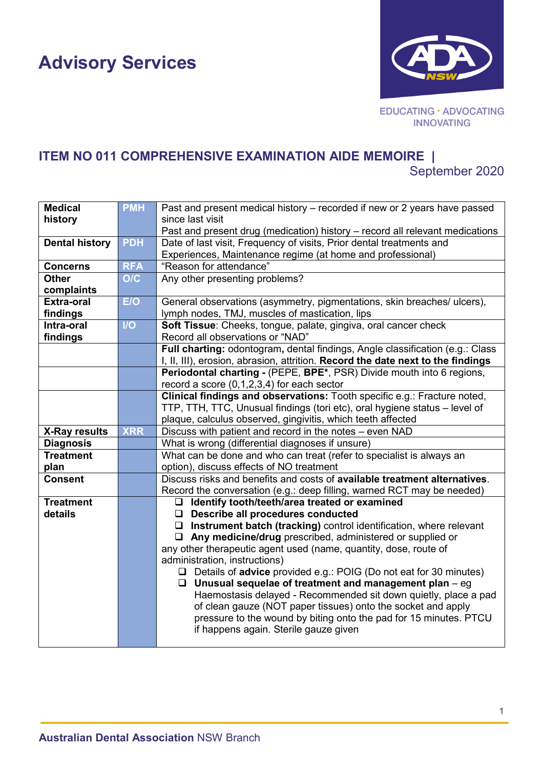# Advisory Services

EDUCATING · ADVOCATING INNOVATING

## ITEM NO 011 COMPREHENSIVE EXAMINATION AIDE MEMOIRE | September 2020

| | | |
|---|---|---|
| **Medical history** | PMH | Past and present medical history – recorded if new or 2 years have passed since last visit<br>Past and present drug (medication) history – record all relevant medications |
| **Dental history** | PDH | Date of last visit, Frequency of visits, Prior dental treatments and Experiences, Maintenance regime (at home and professional) |
| **Concerns** | RFA | "Reason for attendance" |
| **Other complaints** | O/C | Any other presenting problems? |
| **Extra-oral findings** | E/O | General observations (asymmetry, pigmentations, skin breaches/ ulcers), lymph nodes, TMJ, muscles of mastication, lips |
| **Intra-oral findings** | I/O | **Soft Tissue**: Cheeks, tongue, palate, gingiva, oral cancer check<br>Record all observations or "NAD" |
| | | **Full charting:** odontogram**,** dental findings, Angle classification (e.g.: Class I, II, III), erosion, abrasion, attrition. **Record the date next to the findings** |
| | | **Periodontal charting -** (PEPE, **BPE***, PSR) Divide mouth into 6 regions, record a score (0,1,2,3,4) for each sector |
| | | **Clinical findings and observations:** Tooth specific e.g.: Fracture noted, TTP, TTH, TTC, Unusual findings (tori etc), oral hygiene status – level of plaque, calculus observed, gingivitis, which teeth affected |
| **X-Ray results** | XRR | Discuss with patient and record in the notes – even NAD |
| **Diagnosis** | | What is wrong (differential diagnoses if unsure) |
| **Treatment plan** | | What can be done and who can treat (refer to specialist is always an option), discuss effects of NO treatment |
| **Consent** | | Discuss risks and benefits and costs of **available treatment alternatives**. Record the conversation (e.g.: deep filling, warned RCT may be needed) |
| **Treatment details** | | ❑ **Identify tooth/teeth/area treated or examined**<br>❑ **Describe all procedures conducted**<br>❑ **Instrument batch (tracking)** control identification, where relevant<br>❑ **Any medicine/drug** prescribed, administered or supplied or any other therapeutic agent used (name, quantity, dose, route of administration, instructions)<br>❑ Details of **advice** provided e.g.: POIG (Do not eat for 30 minutes)<br>❑ **Unusual sequelae of treatment and management plan** – eg Haemostasis delayed - Recommended sit down quietly, place a pad of clean gauze (NOT paper tissues) onto the socket and apply pressure to the wound by biting onto the pad for 15 minutes. PTCU if happens again. Sterile gauze given |

**Australian Dental Association** NSW Branch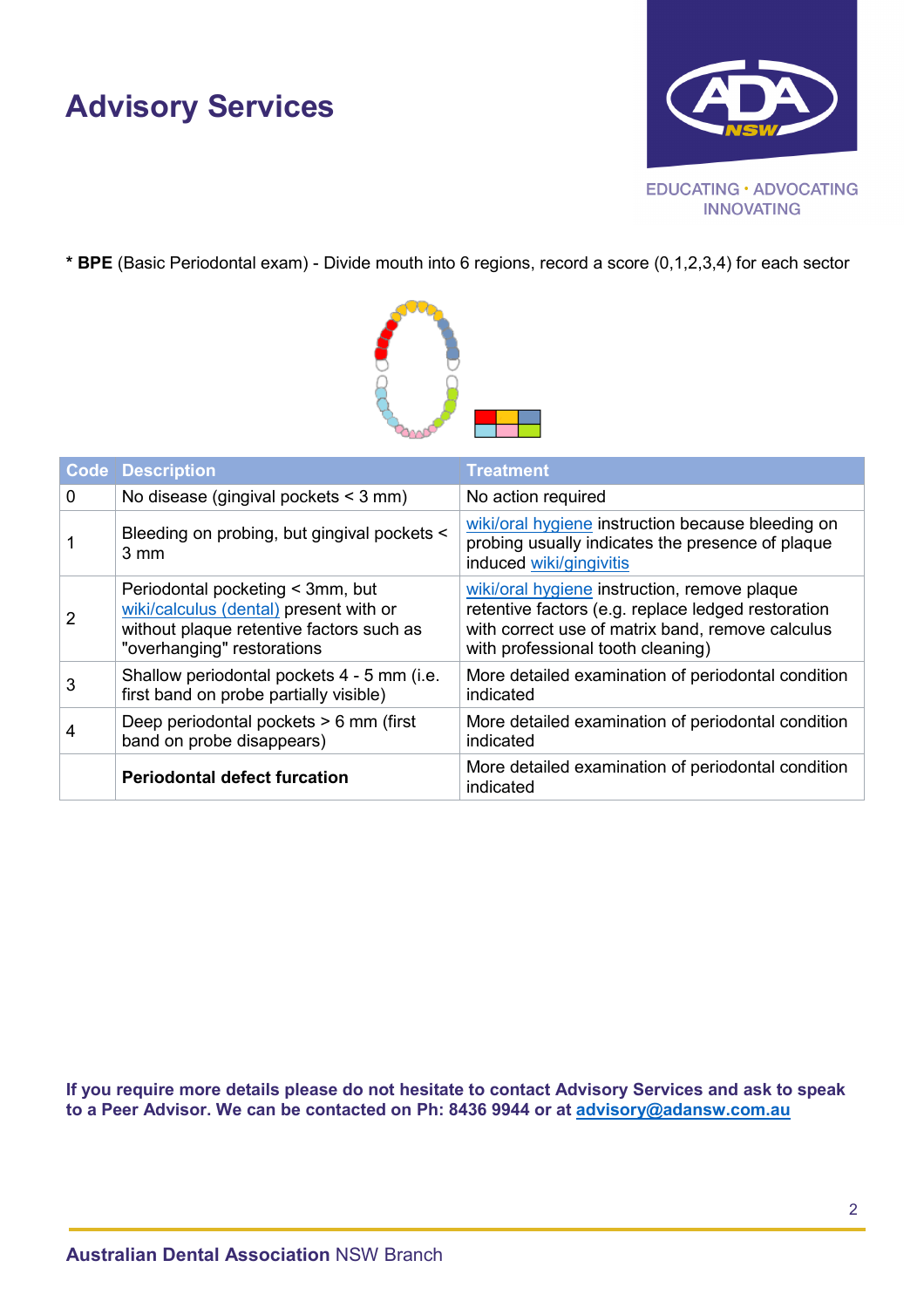## Advisory Services

EDUCATING · ADVOCATING
INNOVATING

\* **BPE** (Basic Periodontal exam) - Divide mouth into 6 regions, record a score (0,1,2,3,4) for each sector

| Code | Description | Treatment |
|---|---|---|
| 0 | No disease (gingival pockets < 3 mm) | No action required |
| 1 | Bleeding on probing, but gingival pockets < 3 mm | wiki/oral hygiene instruction because bleeding on probing usually indicates the presence of plaque induced wiki/gingivitis |
| 2 | Periodontal pocketing < 3mm, but wiki/calculus (dental) present with or without plaque retentive factors such as "overhanging" restorations | wiki/oral hygiene instruction, remove plaque retentive factors (e.g. replace ledged restoration with correct use of matrix band, remove calculus with professional tooth cleaning) |
| 3 | Shallow periodontal pockets 4 - 5 mm (i.e. first band on probe partially visible) | More detailed examination of periodontal condition indicated |
| 4 | Deep periodontal pockets > 6 mm (first band on probe disappears) | More detailed examination of periodontal condition indicated |
| | **Periodontal defect furcation** | More detailed examination of periodontal condition indicated |

**If you require more details please do not hesitate to contact Advisory Services and ask to speak to a Peer Advisor. We can be contacted on Ph: 8436 9944 or at advisory@adansw.com.au**

**Australian Dental Association** NSW Branch